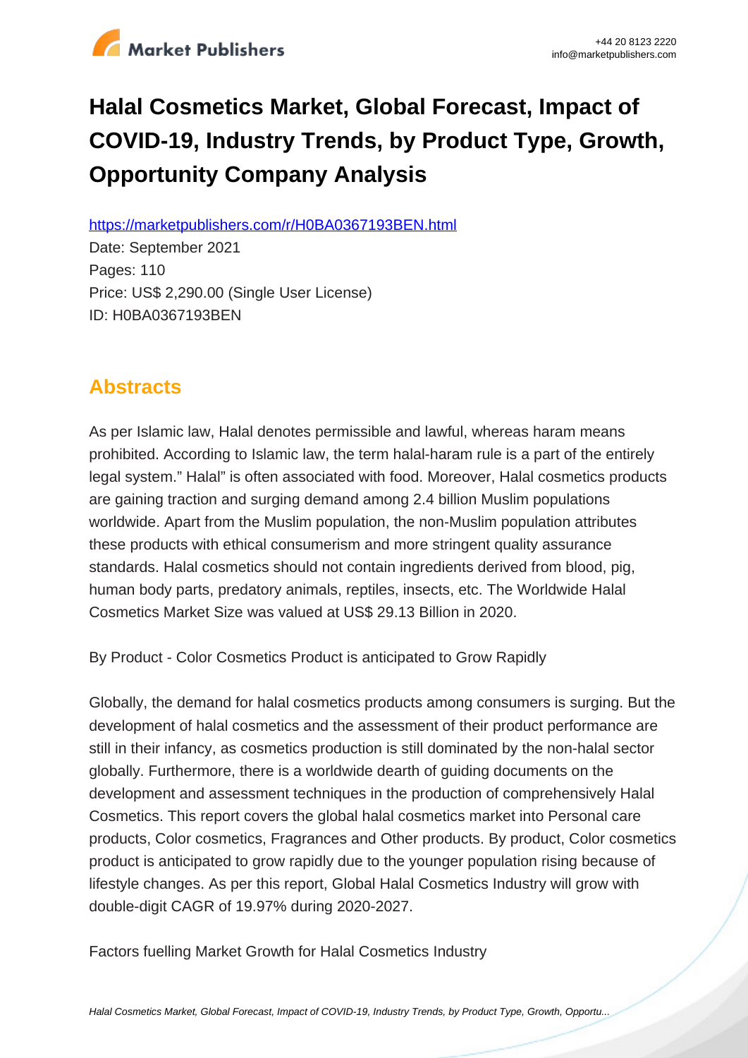# Halal Cosmetics Market, Global Forecast, Impact of COVID-19, Industry Trends, by Product Type, Growth, Opportunity Company Analysis

https://marketpublishers.com/r/H0BA0367193BEN.html

Date: September 2021

Pages: 110

Price: US$ 2,290.00 (Single User License)

ID: H0BA0367193BEN

## Abstracts

As per Islamic law, Halal denotes permissible and lawful, whereas haram means prohibited. According to Islamic law, the term halal-haram rule is a part of the entirely legal system." Halal" is often associated with food. Moreover, Halal cosmetics products are gaining traction and surging demand among 2.4 billion Muslim populations worldwide. Apart from the Muslim population, the non-Muslim population attributes these products with ethical consumerism and more stringent quality assurance standards. Halal cosmetics should not contain ingredients derived from blood, pig, human body parts, predatory animals, reptiles, insects, etc. The Worldwide Halal Cosmetics Market Size was valued at US$ 29.13 Billion in 2020.

By Product - Color Cosmetics Product is anticipated to Grow Rapidly

Globally, the demand for halal cosmetics products among consumers is surging. But the development of halal cosmetics and the assessment of their product performance are still in their infancy, as cosmetics production is still dominated by the non-halal sector globally. Furthermore, there is a worldwide dearth of guiding documents on the development and assessment techniques in the production of comprehensively Halal Cosmetics. This report covers the global halal cosmetics market into Personal care products, Color cosmetics, Fragrances and Other products. By product, Color cosmetics product is anticipated to grow rapidly due to the younger population rising because of lifestyle changes. As per this report, Global Halal Cosmetics Industry will grow with double-digit CAGR of 19.97% during 2020-2027.

Factors fuelling Market Growth for Halal Cosmetics Industry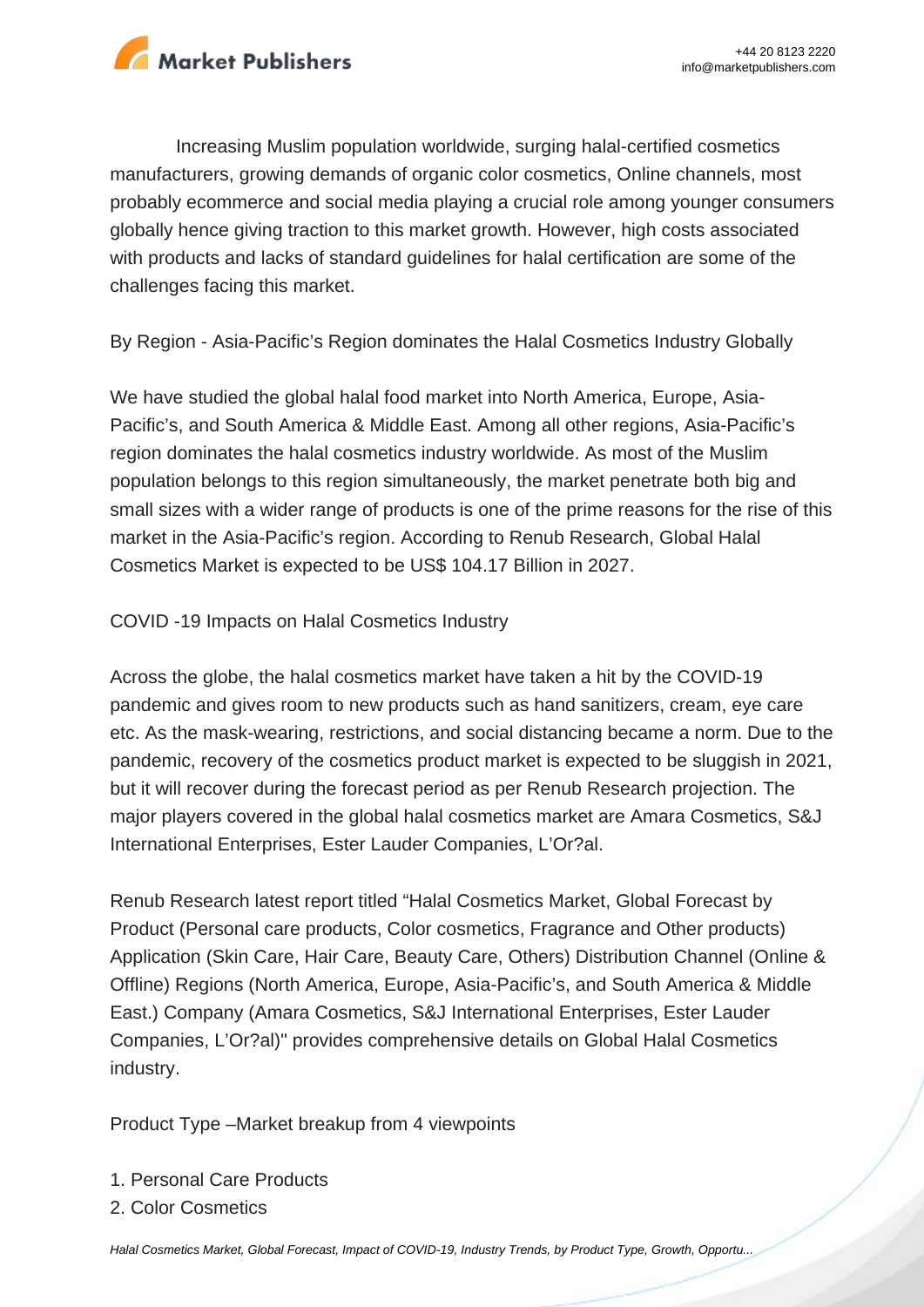Increasing Muslim population worldwide, surging halal-certified cosmetics manufacturers, growing demands of organic color cosmetics, Online channels, most probably ecommerce and social media playing a crucial role among younger consumers globally hence giving traction to this market growth. However, high costs associated with products and lacks of standard guidelines for halal certification are some of the challenges facing this market.

By Region - Asia-Pacific's Region dominates the Halal Cosmetics Industry Globally

We have studied the global halal food market into North America, Europe, Asia-Pacific's, and South America & Middle East. Among all other regions, Asia-Pacific's region dominates the halal cosmetics industry worldwide. As most of the Muslim population belongs to this region simultaneously, the market penetrate both big and small sizes with a wider range of products is one of the prime reasons for the rise of this market in the Asia-Pacific's region. According to Renub Research, Global Halal Cosmetics Market is expected to be US$ 104.17 Billion in 2027.

COVID -19 Impacts on Halal Cosmetics Industry

Across the globe, the halal cosmetics market have taken a hit by the COVID-19 pandemic and gives room to new products such as hand sanitizers, cream, eye care etc. As the mask-wearing, restrictions, and social distancing became a norm. Due to the pandemic, recovery of the cosmetics product market is expected to be sluggish in 2021, but it will recover during the forecast period as per Renub Research projection. The major players covered in the global halal cosmetics market are Amara Cosmetics, S&J International Enterprises, Ester Lauder Companies, L'Or?al.

Renub Research latest report titled "Halal Cosmetics Market, Global Forecast by Product (Personal care products, Color cosmetics, Fragrance and Other products) Application (Skin Care, Hair Care, Beauty Care, Others) Distribution Channel (Online & Offline) Regions (North America, Europe, Asia-Pacific's, and South America & Middle East.) Company (Amara Cosmetics, S&J International Enterprises, Ester Lauder Companies, L'Or?al)" provides comprehensive details on Global Halal Cosmetics industry.

Product Type –Market breakup from 4 viewpoints

1. Personal Care Products
2. Color Cosmetics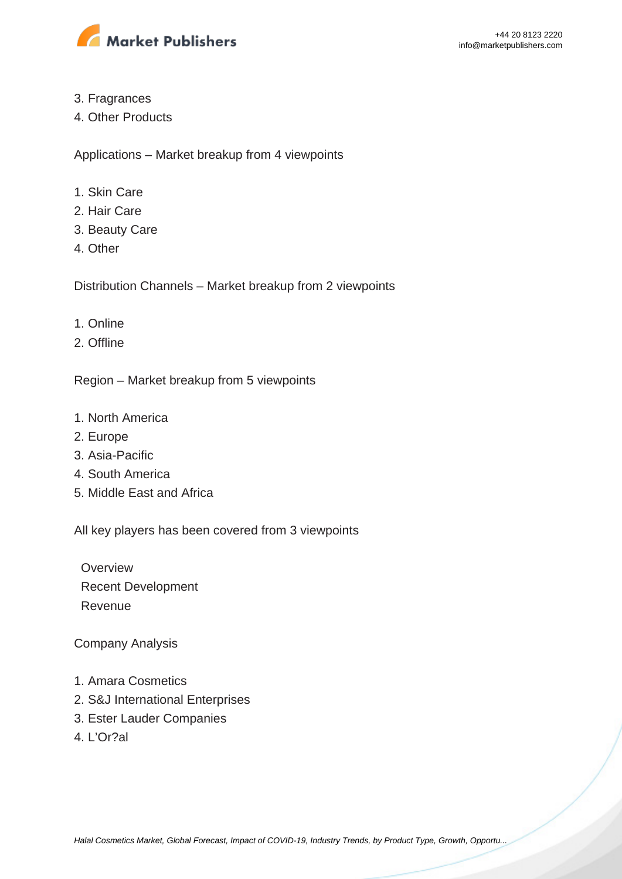3. Fragrances
4. Other Products

Applications – Market breakup from 4 viewpoints

1. Skin Care
2. Hair Care
3. Beauty Care
4. Other

Distribution Channels – Market breakup from 2 viewpoints

1. Online
2. Offline

Region – Market breakup from 5 viewpoints

1. North America
2. Europe
3. Asia-Pacific
4. South America
5. Middle East and Africa

All key players has been covered from 3 viewpoints

- Overview
- Recent Development
- Revenue

Company Analysis

1. Amara Cosmetics
2. S&J International Enterprises
3. Ester Lauder Companies
4. L'Or?al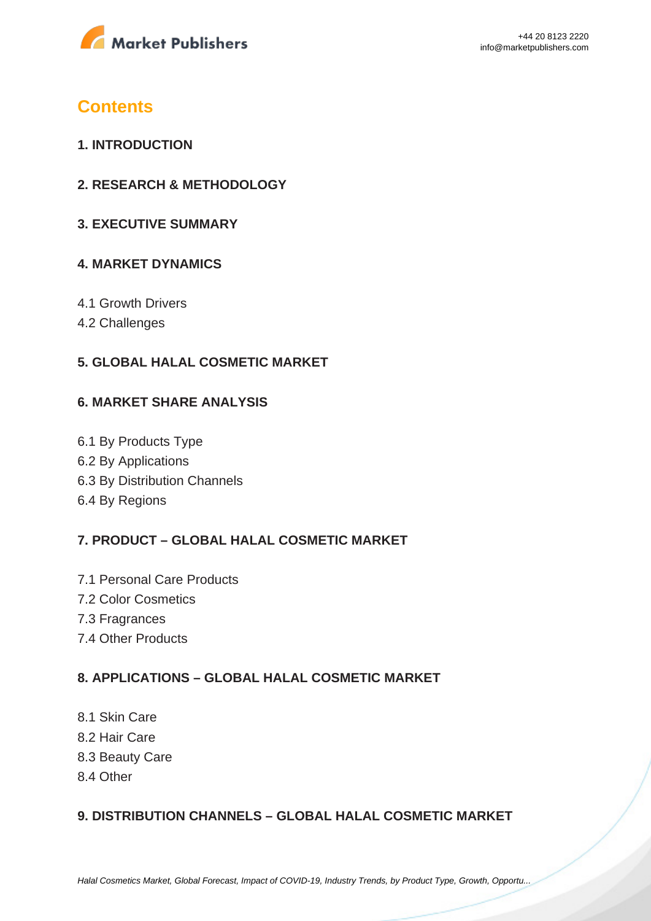# Contents

## 1. INTRODUCTION

## 2. RESEARCH & METHODOLOGY

## 3. EXECUTIVE SUMMARY

## 4. MARKET DYNAMICS

4.1 Growth Drivers
4.2 Challenges

## 5. GLOBAL HALAL COSMETIC MARKET

## 6. MARKET SHARE ANALYSIS

6.1 By Products Type
6.2 By Applications
6.3 By Distribution Channels
6.4 By Regions

## 7. PRODUCT – GLOBAL HALAL COSMETIC MARKET

7.1 Personal Care Products
7.2 Color Cosmetics
7.3 Fragrances
7.4 Other Products

## 8. APPLICATIONS – GLOBAL HALAL COSMETIC MARKET

8.1 Skin Care
8.2 Hair Care
8.3 Beauty Care
8.4 Other

## 9. DISTRIBUTION CHANNELS – GLOBAL HALAL COSMETIC MARKET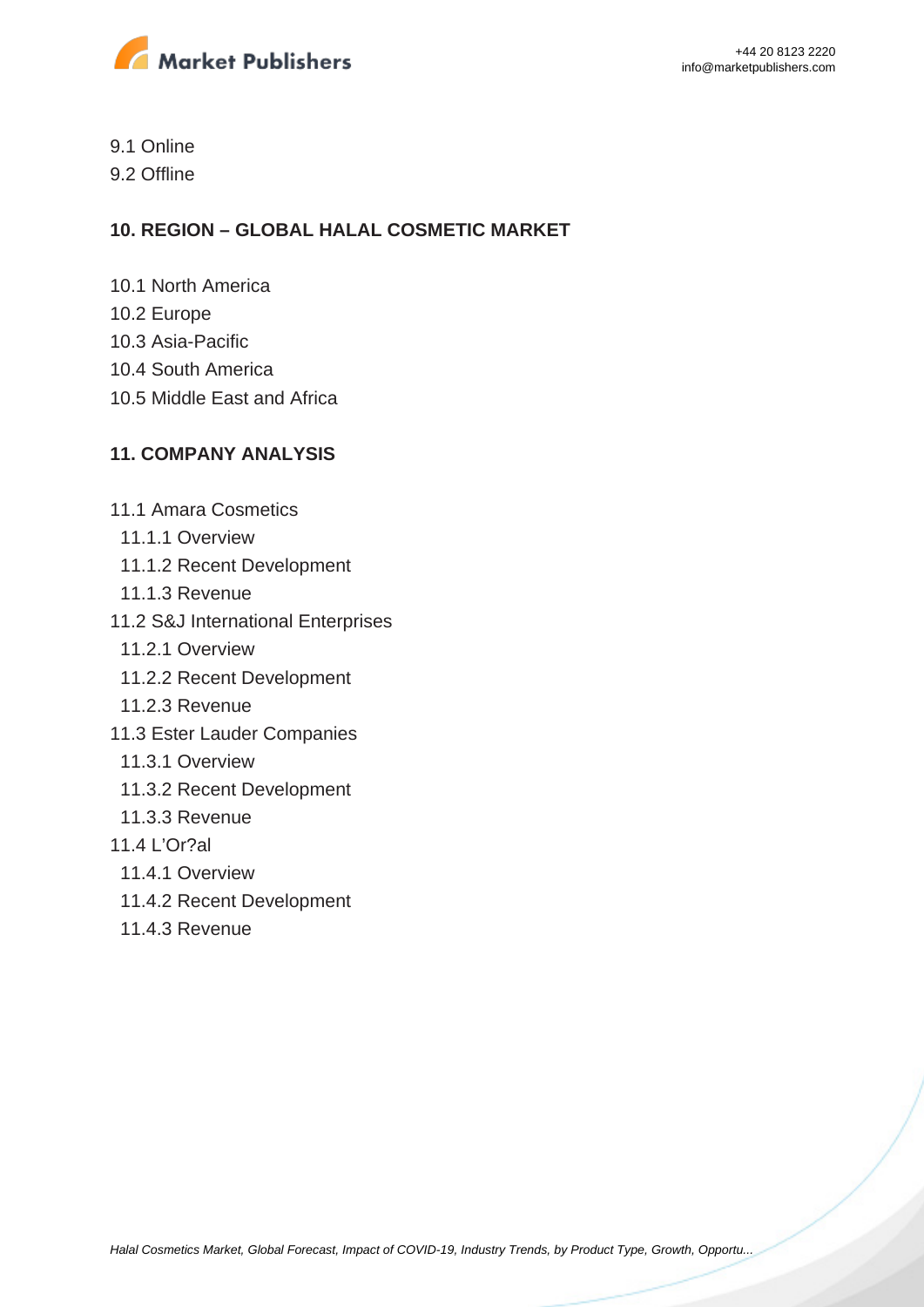9.1 Online
9.2 Offline

## 10. REGION – GLOBAL HALAL COSMETIC MARKET

10.1 North America
10.2 Europe
10.3 Asia-Pacific
10.4 South America
10.5 Middle East and Africa

## 11. COMPANY ANALYSIS

11.1 Amara Cosmetics
  11.1.1 Overview
  11.1.2 Recent Development
  11.1.3 Revenue
11.2 S&J International Enterprises
  11.2.1 Overview
  11.2.2 Recent Development
  11.2.3 Revenue
11.3 Ester Lauder Companies
  11.3.1 Overview
  11.3.2 Recent Development
  11.3.3 Revenue
11.4 L'Or?al
  11.4.1 Overview
  11.4.2 Recent Development
  11.4.3 Revenue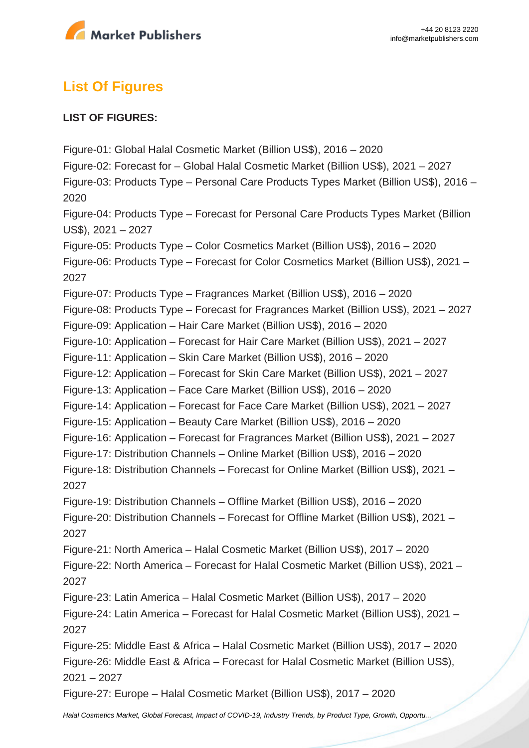## List Of Figures

**LIST OF FIGURES:**

Figure-01: Global Halal Cosmetic Market (Billion US$), 2016 – 2020
Figure-02: Forecast for – Global Halal Cosmetic Market (Billion US$), 2021 – 2027
Figure-03: Products Type – Personal Care Products Types Market (Billion US$), 2016 – 2020
Figure-04: Products Type – Forecast for Personal Care Products Types Market (Billion US$), 2021 – 2027
Figure-05: Products Type – Color Cosmetics Market (Billion US$), 2016 – 2020
Figure-06: Products Type – Forecast for Color Cosmetics Market (Billion US$), 2021 – 2027
Figure-07: Products Type – Fragrances Market (Billion US$), 2016 – 2020
Figure-08: Products Type – Forecast for Fragrances Market (Billion US$), 2021 – 2027
Figure-09: Application – Hair Care Market (Billion US$), 2016 – 2020
Figure-10: Application – Forecast for Hair Care Market (Billion US$), 2021 – 2027
Figure-11: Application – Skin Care Market (Billion US$), 2016 – 2020
Figure-12: Application – Forecast for Skin Care Market (Billion US$), 2021 – 2027
Figure-13: Application – Face Care Market (Billion US$), 2016 – 2020
Figure-14: Application – Forecast for Face Care Market (Billion US$), 2021 – 2027
Figure-15: Application – Beauty Care Market (Billion US$), 2016 – 2020
Figure-16: Application – Forecast for Fragrances Market (Billion US$), 2021 – 2027
Figure-17: Distribution Channels – Online Market (Billion US$), 2016 – 2020
Figure-18: Distribution Channels – Forecast for Online Market (Billion US$), 2021 – 2027
Figure-19: Distribution Channels – Offline Market (Billion US$), 2016 – 2020
Figure-20: Distribution Channels – Forecast for Offline Market (Billion US$), 2021 – 2027
Figure-21: North America – Halal Cosmetic Market (Billion US$), 2017 – 2020
Figure-22: North America – Forecast for Halal Cosmetic Market (Billion US$), 2021 – 2027
Figure-23: Latin America – Halal Cosmetic Market (Billion US$), 2017 – 2020
Figure-24: Latin America – Forecast for Halal Cosmetic Market (Billion US$), 2021 – 2027
Figure-25: Middle East & Africa – Halal Cosmetic Market (Billion US$), 2017 – 2020
Figure-26: Middle East & Africa – Forecast for Halal Cosmetic Market (Billion US$), 2021 – 2027
Figure-27: Europe – Halal Cosmetic Market (Billion US$), 2017 – 2020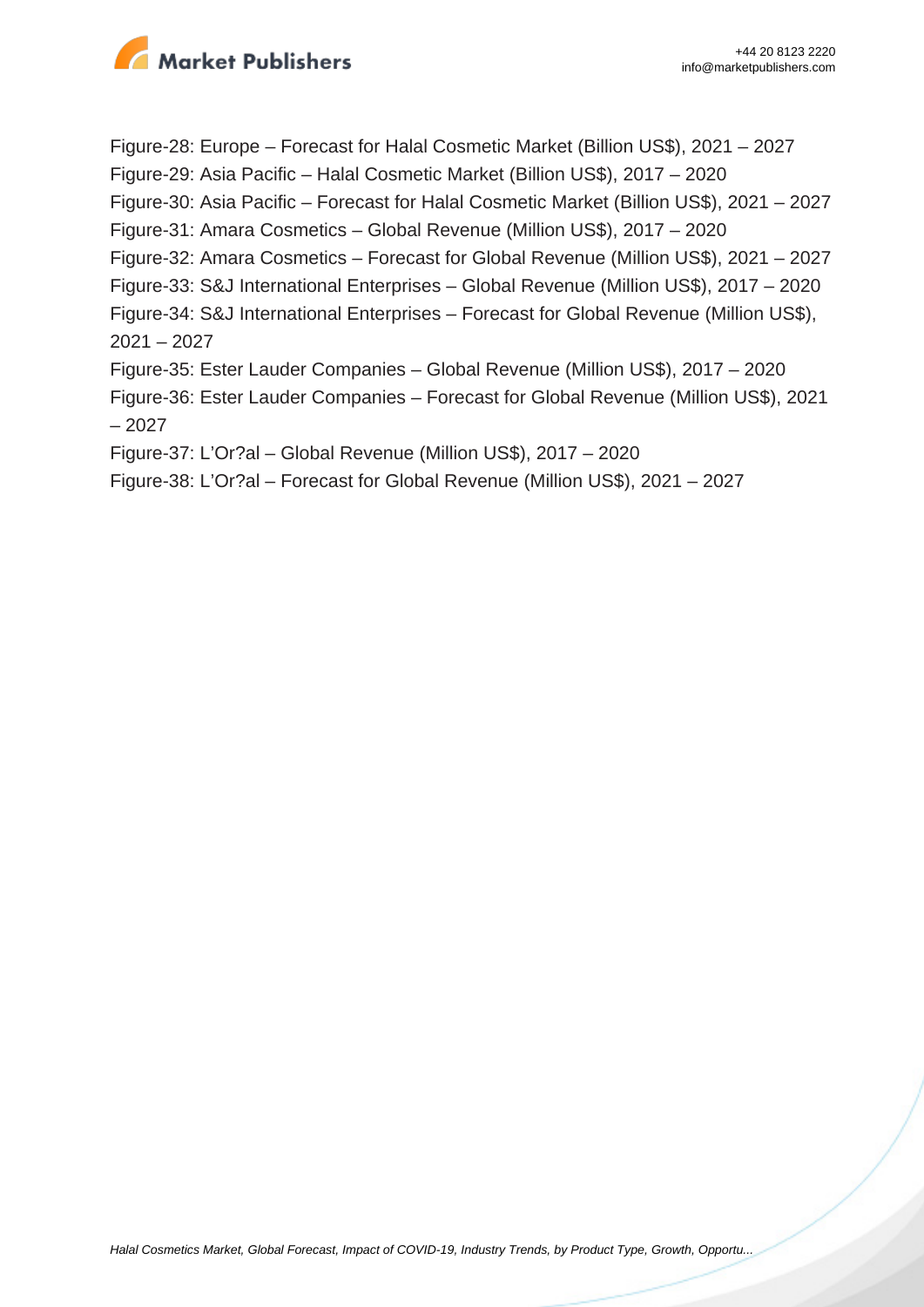Figure-28: Europe – Forecast for Halal Cosmetic Market (Billion US$), 2021 – 2027

Figure-29: Asia Pacific – Halal Cosmetic Market (Billion US$), 2017 – 2020

Figure-30: Asia Pacific – Forecast for Halal Cosmetic Market (Billion US$), 2021 – 2027

Figure-31: Amara Cosmetics – Global Revenue (Million US$), 2017 – 2020

Figure-32: Amara Cosmetics – Forecast for Global Revenue (Million US$), 2021 – 2027

Figure-33: S&J International Enterprises – Global Revenue (Million US$), 2017 – 2020

Figure-34: S&J International Enterprises – Forecast for Global Revenue (Million US$), 2021 – 2027

Figure-35: Ester Lauder Companies – Global Revenue (Million US$), 2017 – 2020

Figure-36: Ester Lauder Companies – Forecast for Global Revenue (Million US$), 2021 – 2027

Figure-37: L'Or?al – Global Revenue (Million US$), 2017 – 2020

Figure-38: L'Or?al – Forecast for Global Revenue (Million US$), 2021 – 2027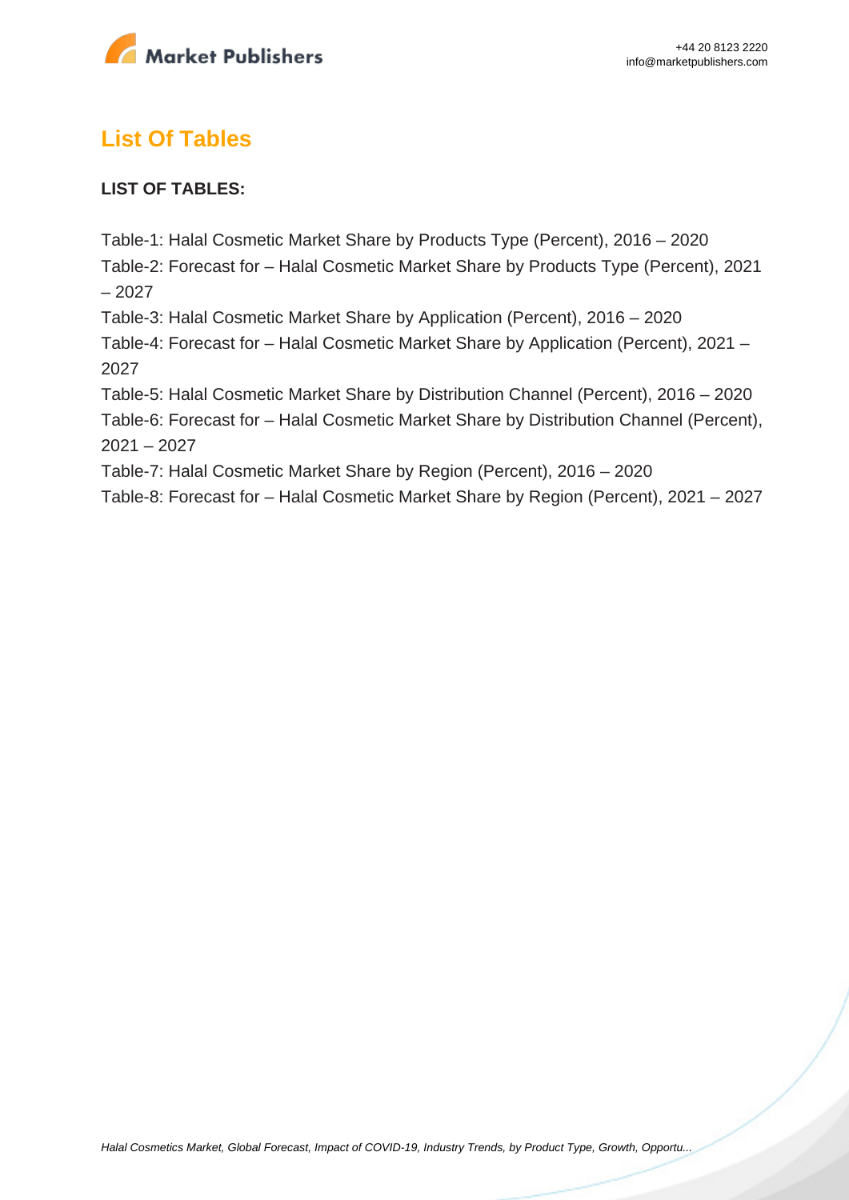## List Of Tables

**LIST OF TABLES:**

Table-1: Halal Cosmetic Market Share by Products Type (Percent), 2016 – 2020
Table-2: Forecast for – Halal Cosmetic Market Share by Products Type (Percent), 2021 – 2027
Table-3: Halal Cosmetic Market Share by Application (Percent), 2016 – 2020
Table-4: Forecast for – Halal Cosmetic Market Share by Application (Percent), 2021 – 2027
Table-5: Halal Cosmetic Market Share by Distribution Channel (Percent), 2016 – 2020
Table-6: Forecast for – Halal Cosmetic Market Share by Distribution Channel (Percent), 2021 – 2027
Table-7: Halal Cosmetic Market Share by Region (Percent), 2016 – 2020
Table-8: Forecast for – Halal Cosmetic Market Share by Region (Percent), 2021 – 2027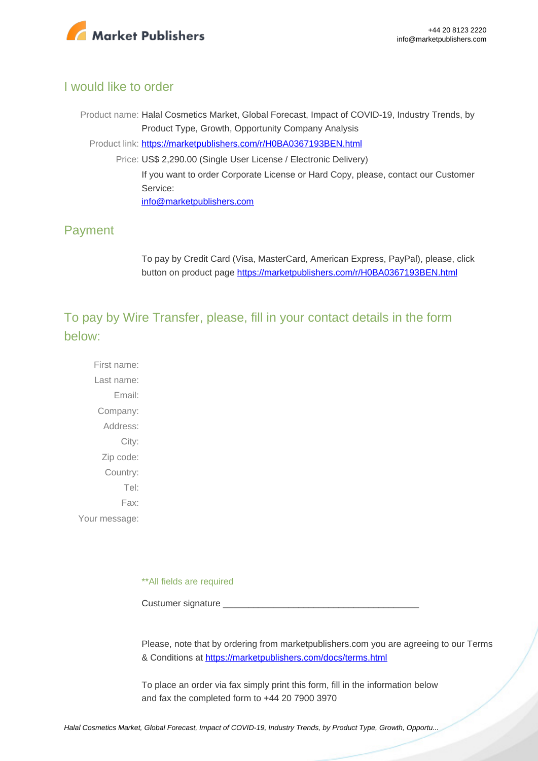## I would like to order

Product name: Halal Cosmetics Market, Global Forecast, Impact of COVID-19, Industry Trends, by Product Type, Growth, Opportunity Company Analysis

Product link: [https://marketpublishers.com/r/H0BA0367193BEN.html](https://marketpublishers.com/r/H0BA0367193BEN.html)

Price: US$ 2,290.00 (Single User License / Electronic Delivery)

If you want to order Corporate License or Hard Copy, please, contact our Customer Service:

[info@marketpublishers.com](mailto:info@marketpublishers.com)

## Payment

To pay by Credit Card (Visa, MasterCard, American Express, PayPal), please, click button on product page [https://marketpublishers.com/r/H0BA0367193BEN.html](https://marketpublishers.com/r/H0BA0367193BEN.html)

## To pay by Wire Transfer, please, fill in your contact details in the form below:

First name:
Last name:
Email:
Company:
Address:
City:
Zip code:
Country:
Tel:
Fax:
Your message:

**All fields are required

Custumer signature _______________________________________

Please, note that by ordering from marketpublishers.com you are agreeing to our Terms & Conditions at [https://marketpublishers.com/docs/terms.html](https://marketpublishers.com/docs/terms.html)

To place an order via fax simply print this form, fill in the information below and fax the completed form to +44 20 7900 3970